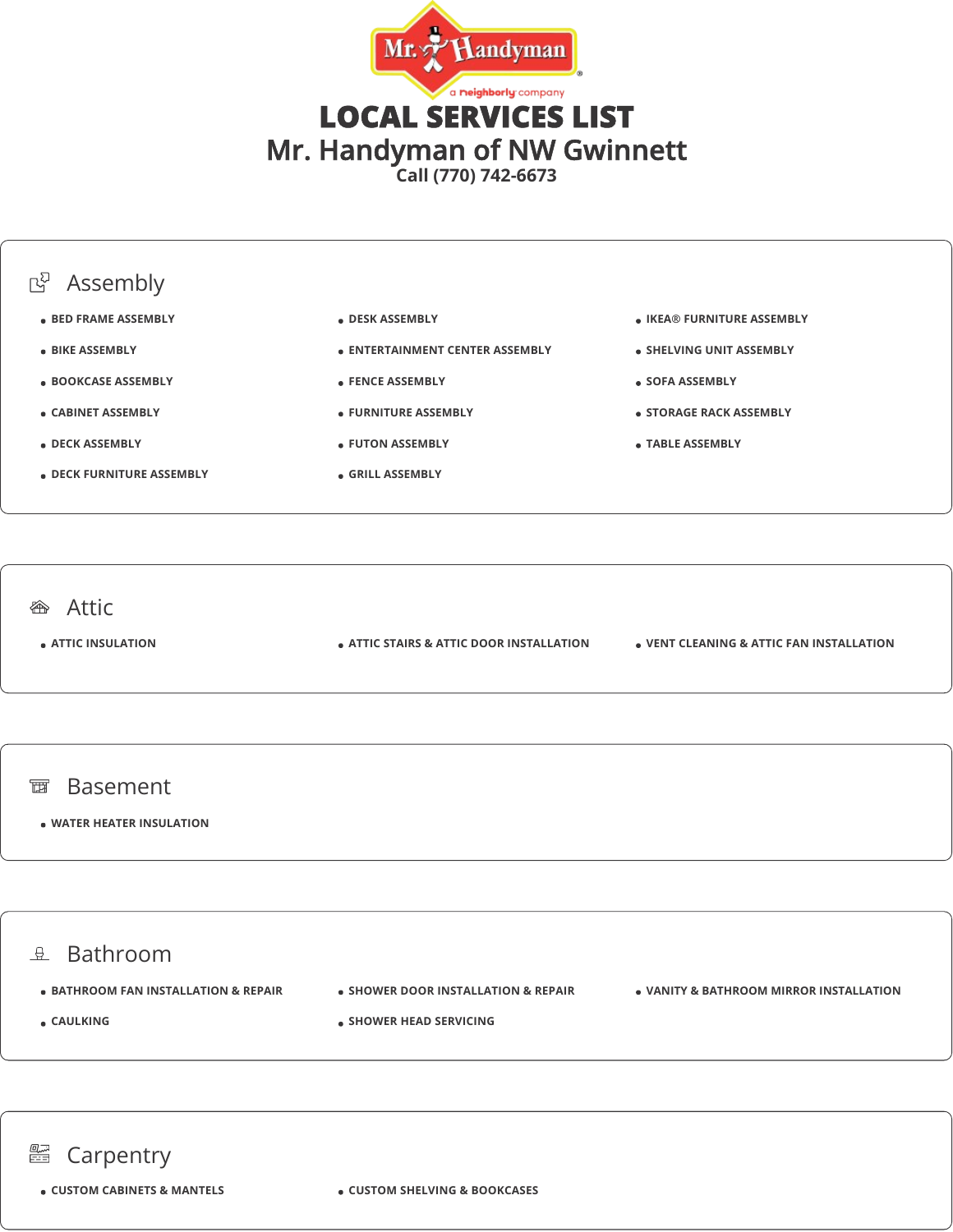# LOCAL SERVICES LIST

## Mr. Handyman of NW Gwinnett

Call (770) 742-6673

### Assembly

- BED FRAME ASSEMBLY
- BIKE ASSEMBLY
- BOOKCASE ASSEMBLY
- CABINET ASSEMBLY
- DECK ASSEMBLY
- DECK FURNITURE ASSEMBLY
- DESK ASSEMBLY
- ENTERTAINMENT CENTER ASSEMBLY
- FENCE ASSEMBLY
- FURNITURE ASSEMBLY
- FUTON ASSEMBLY
- GRILL ASSEMBLY
- IKEA® FURNITURE ASSEMBLY
- SHELVING UNIT ASSEMBLY
- SOFA ASSEMBLY
- STORAGE RACK ASSEMBLY
- TABLE ASSEMBLY

### Attic

- ATTIC INSULATION
- ATTIC STAIRS & ATTIC DOOR INSTALLATION
- VENT CLEANING & ATTIC FAN INSTALLATION

### Basement

- WATER HEATER INSULATION

### Bathroom

- BATHROOM FAN INSTALLATION & REPAIR
- CAULKING
- SHOWER DOOR INSTALLATION & REPAIR
- SHOWER HEAD SERVICING
- VANITY & BATHROOM MIRROR INSTALLATION

### Carpentry

- CUSTOM CABINETS & MANTELS
- CUSTOM SHELVING & BOOKCASES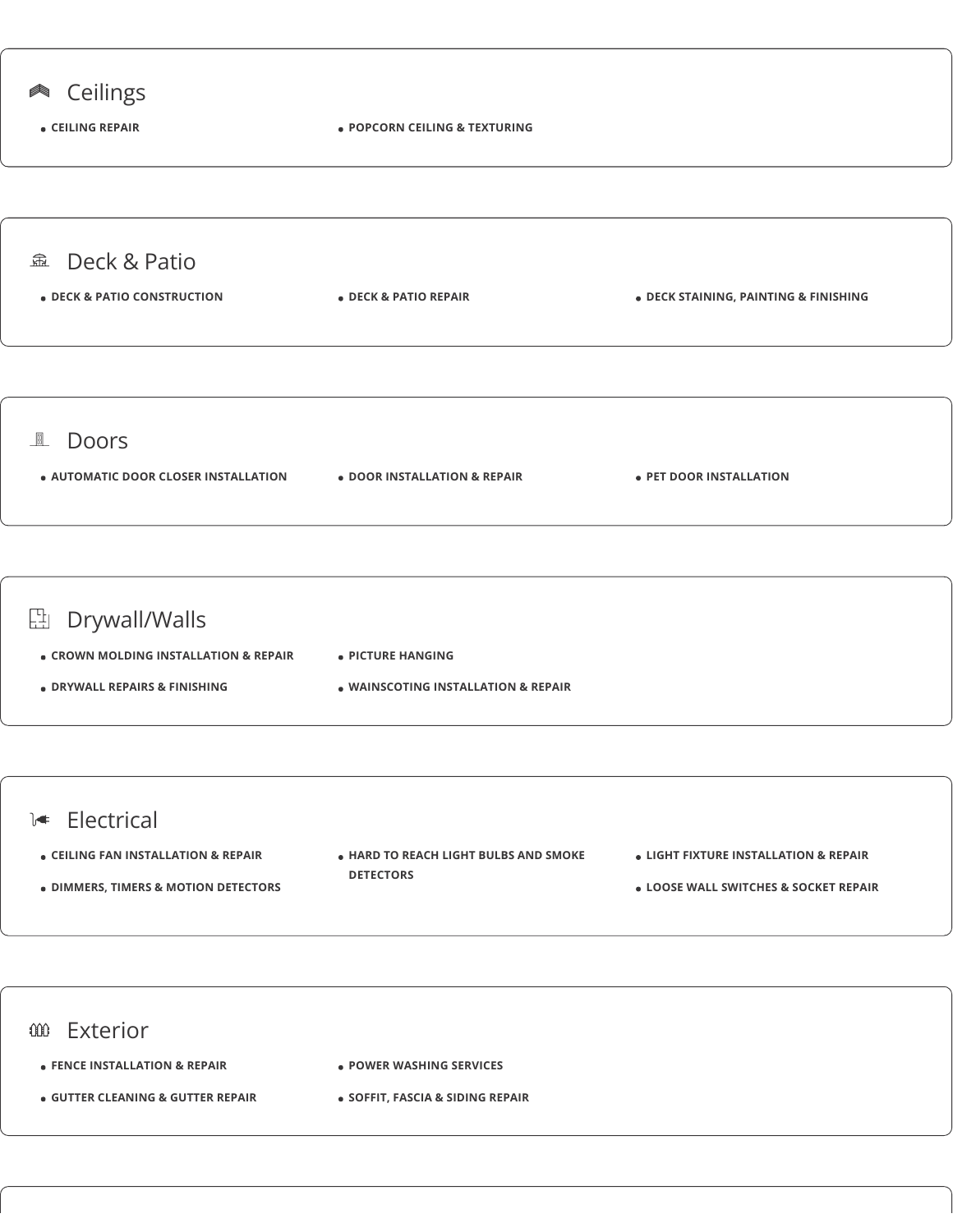## Ceilings

- CEILING REPAIR
- POPCORN CEILING & TEXTURING

## Deck & Patio

- DECK & PATIO CONSTRUCTION
- DECK & PATIO REPAIR
- DECK STAINING, PAINTING & FINISHING

## Doors

- AUTOMATIC DOOR CLOSER INSTALLATION
- DOOR INSTALLATION & REPAIR
- PET DOOR INSTALLATION

## Drywall/Walls

- CROWN MOLDING INSTALLATION & REPAIR
- DRYWALL REPAIRS & FINISHING
- PICTURE HANGING
- WAINSCOTING INSTALLATION & REPAIR

## Electrical

- CEILING FAN INSTALLATION & REPAIR
- DIMMERS, TIMERS & MOTION DETECTORS
- HARD TO REACH LIGHT BULBS AND SMOKE DETECTORS
- LIGHT FIXTURE INSTALLATION & REPAIR
- LOOSE WALL SWITCHES & SOCKET REPAIR

## Exterior

- FENCE INSTALLATION & REPAIR
- GUTTER CLEANING & GUTTER REPAIR
- POWER WASHING SERVICES
- SOFFIT, FASCIA & SIDING REPAIR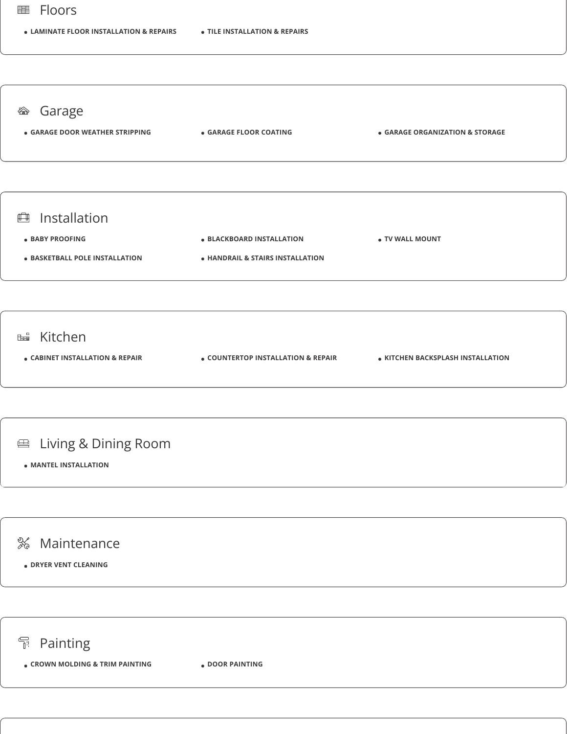## Floors

- LAMINATE FLOOR INSTALLATION & REPAIRS
- TILE INSTALLATION & REPAIRS

## Garage

- GARAGE DOOR WEATHER STRIPPING
- GARAGE FLOOR COATING
- GARAGE ORGANIZATION & STORAGE

## Installation

- BABY PROOFING
- BLACKBOARD INSTALLATION
- TV WALL MOUNT
- BASKETBALL POLE INSTALLATION
- HANDRAIL & STAIRS INSTALLATION

## Kitchen

- CABINET INSTALLATION & REPAIR
- COUNTERTOP INSTALLATION & REPAIR
- KITCHEN BACKSPLASH INSTALLATION

## Living & Dining Room

- MANTEL INSTALLATION

## Maintenance

- DRYER VENT CLEANING

## Painting

- CROWN MOLDING & TRIM PAINTING
- DOOR PAINTING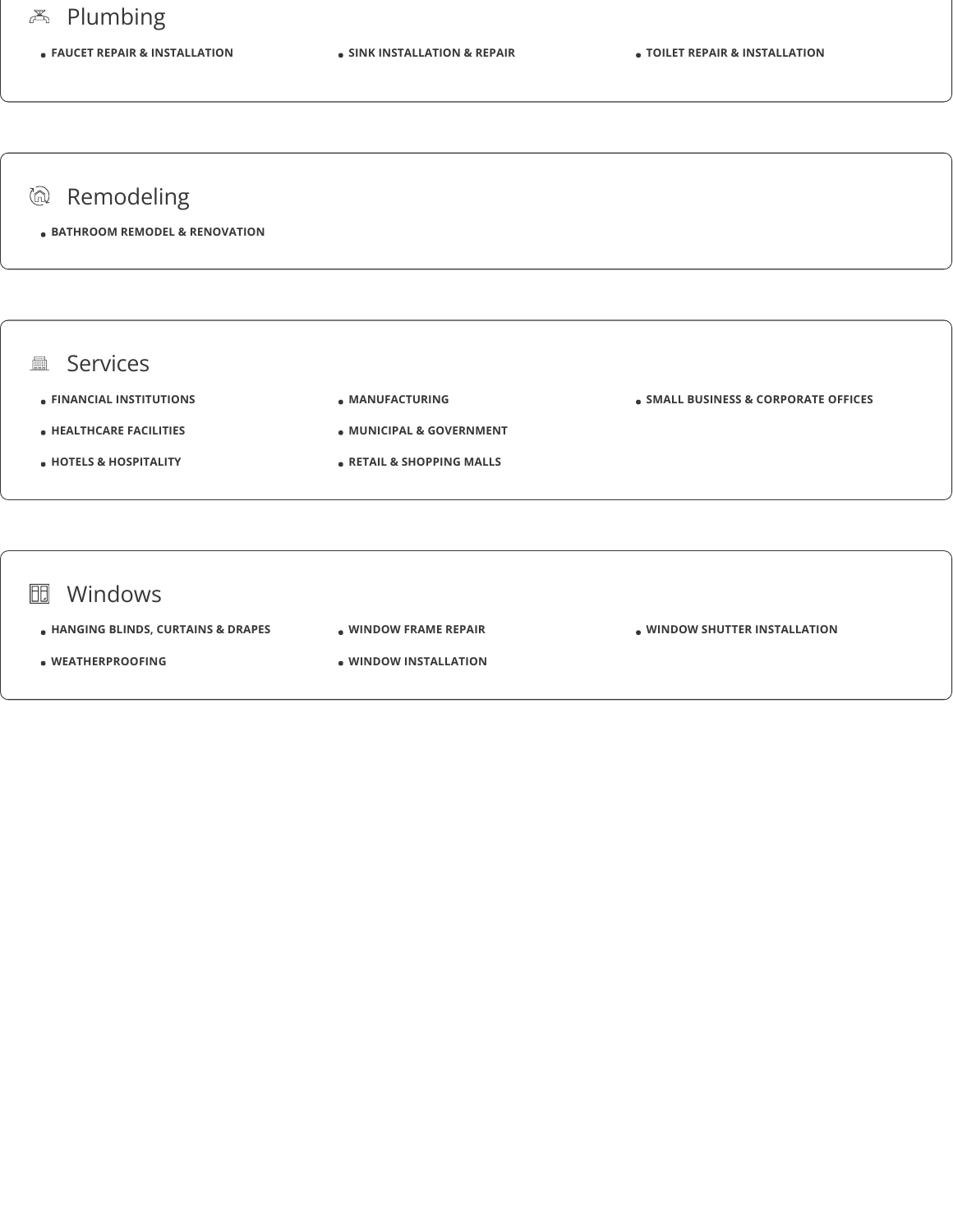## Plumbing

- FAUCET REPAIR & INSTALLATION
- SINK INSTALLATION & REPAIR
- TOILET REPAIR & INSTALLATION

## Remodeling

- BATHROOM REMODEL & RENOVATION

## Services

- FINANCIAL INSTITUTIONS
- HEALTHCARE FACILITIES
- HOTELS & HOSPITALITY
- MANUFACTURING
- MUNICIPAL & GOVERNMENT
- RETAIL & SHOPPING MALLS
- SMALL BUSINESS & CORPORATE OFFICES

## Windows

- HANGING BLINDS, CURTAINS & DRAPES
- WEATHERPROOFING
- WINDOW FRAME REPAIR
- WINDOW INSTALLATION
- WINDOW SHUTTER INSTALLATION